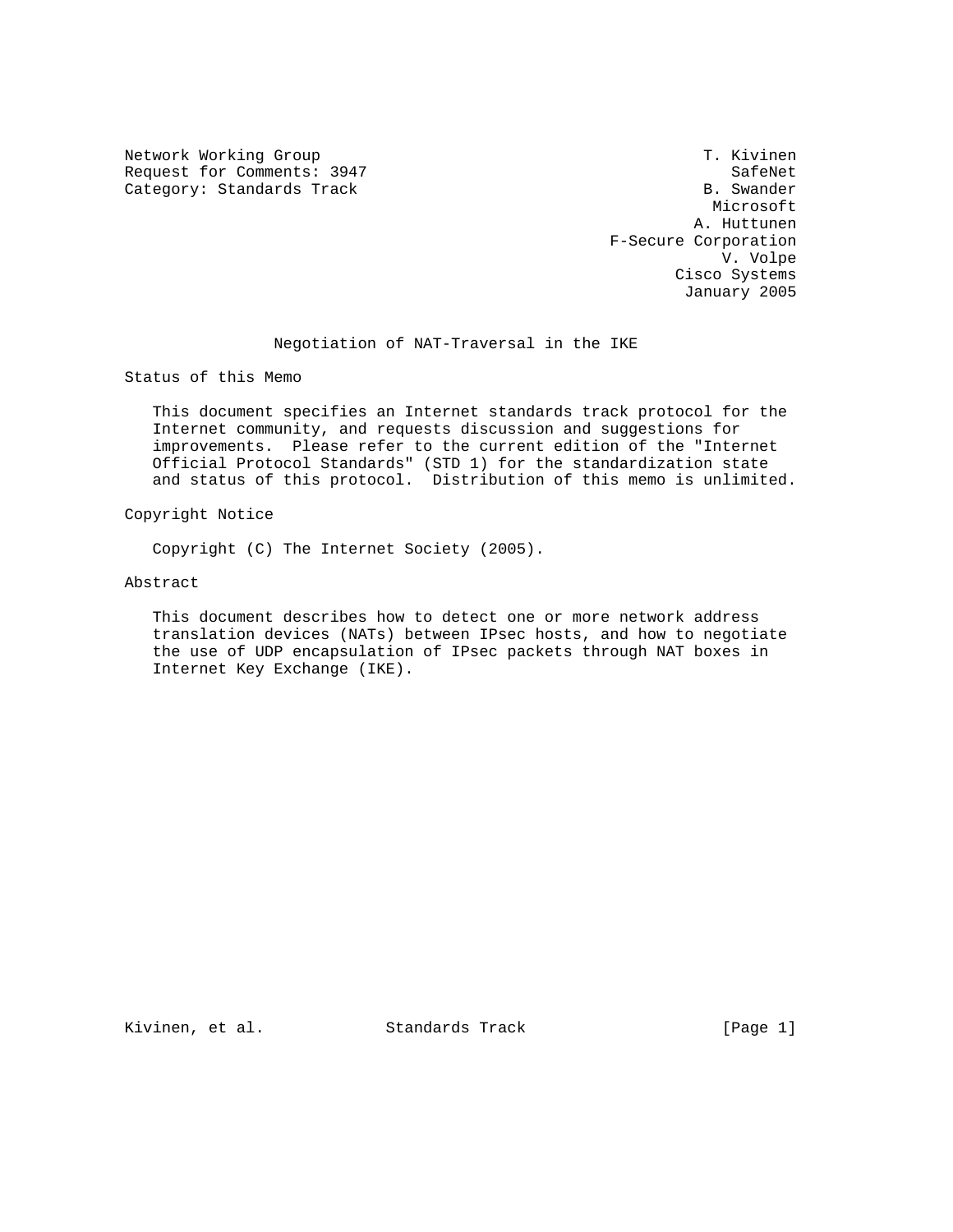Network Working Group  
Request for Comments: 3947  
Category: Standards Track

T. Kivinen  
SafeNet  
B. Swander  
Microsoft  
A. Huttunen  
F-Secure Corporation  
V. Volpe  
Cisco Systems  
January 2005

# Negotiation of NAT-Traversal in the IKE

## Status of this Memo

This document specifies an Internet standards track protocol for the Internet community, and requests discussion and suggestions for improvements. Please refer to the current edition of the "Internet Official Protocol Standards" (STD 1) for the standardization state and status of this protocol. Distribution of this memo is unlimited.

## Copyright Notice

Copyright (C) The Internet Society (2005).

## Abstract

This document describes how to detect one or more network address translation devices (NATs) between IPsec hosts, and how to negotiate the use of UDP encapsulation of IPsec packets through NAT boxes in Internet Key Exchange (IKE).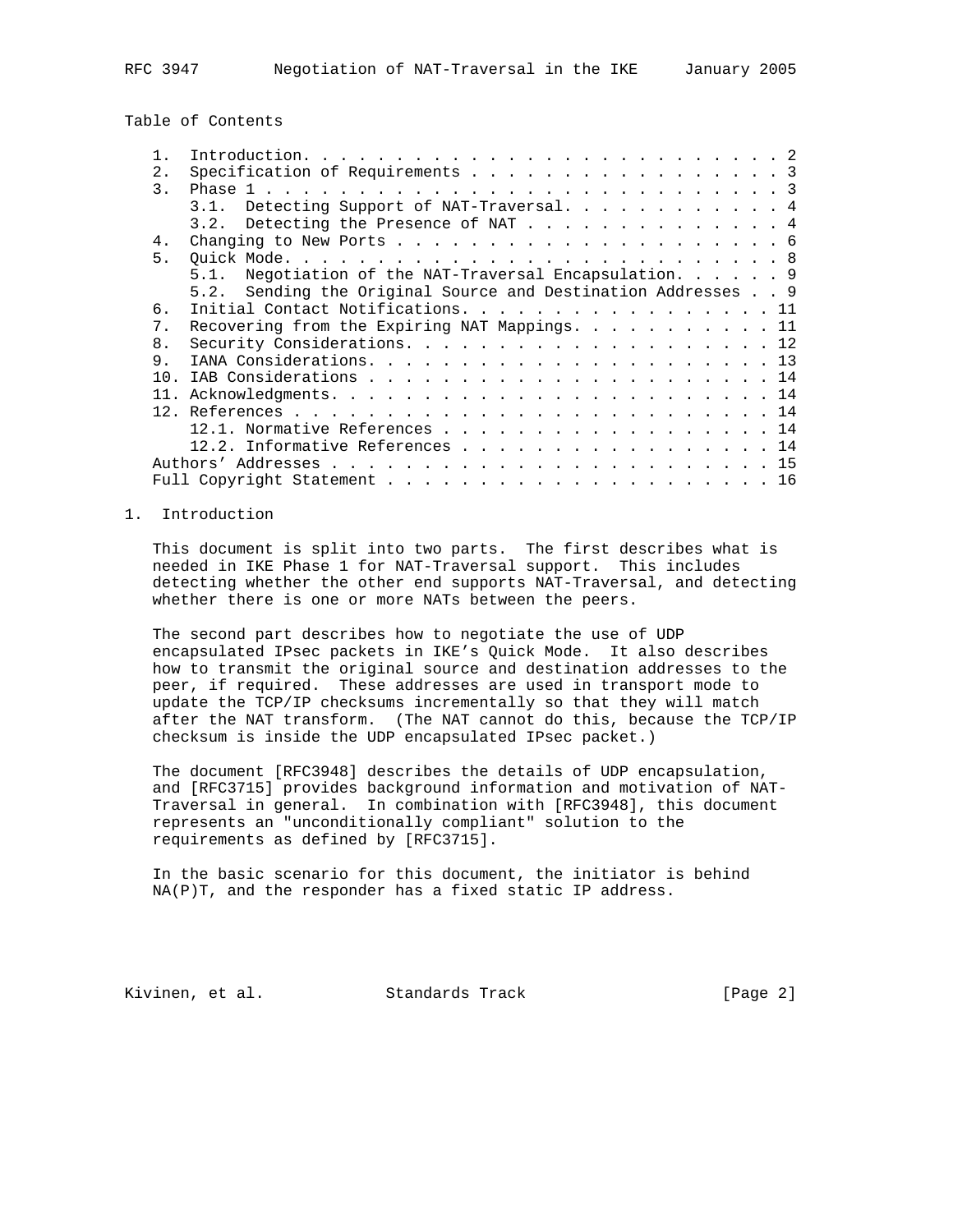## Table of Contents

```
   1.  Introduction. . . . . . . . . . . . . . . . . . . . . . . . . . . 2
   2.  Specification of Requirements . . . . . . . . . . . . . . . . . . 3
   3.  Phase 1 . . . . . . . . . . . . . . . . . . . . . . . . . . . . . 3
       3.1.  Detecting Support of NAT-Traversal. . . . . . . . . . . . . 4
       3.2.  Detecting the Presence of NAT . . . . . . . . . . . . . . . 4
   4.  Changing to New Ports . . . . . . . . . . . . . . . . . . . . . . 6
   5.  Quick Mode. . . . . . . . . . . . . . . . . . . . . . . . . . . . 8
       5.1.  Negotiation of the NAT-Traversal Encapsulation. . . . . . . 9
       5.2.  Sending the Original Source and Destination Addresses . . 9
   6.  Initial Contact Notifications. . . . . . . . . . . . . . . . . . 11
   7.  Recovering from the Expiring NAT Mappings. . . . . . . . . . . . 11
   8.  Security Considerations. . . . . . . . . . . . . . . . . . . . . 12
   9.  IANA Considerations. . . . . . . . . . . . . . . . . . . . . . . 13
   10. IAB Considerations . . . . . . . . . . . . . . . . . . . . . . . 14
   11. Acknowledgments. . . . . . . . . . . . . . . . . . . . . . . . . 14
   12. References . . . . . . . . . . . . . . . . . . . . . . . . . . . 14
       12.1. Normative References . . . . . . . . . . . . . . . . . . . 14
       12.2. Informative References . . . . . . . . . . . . . . . . . . 14
   Authors' Addresses . . . . . . . . . . . . . . . . . . . . . . . . . 15
   Full Copyright Statement . . . . . . . . . . . . . . . . . . . . . . 16
```

## 1. Introduction

This document is split into two parts. The first describes what is needed in IKE Phase 1 for NAT-Traversal support. This includes detecting whether the other end supports NAT-Traversal, and detecting whether there is one or more NATs between the peers.

The second part describes how to negotiate the use of UDP encapsulated IPsec packets in IKE's Quick Mode. It also describes how to transmit the original source and destination addresses to the peer, if required. These addresses are used in transport mode to update the TCP/IP checksums incrementally so that they will match after the NAT transform. (The NAT cannot do this, because the TCP/IP checksum is inside the UDP encapsulated IPsec packet.)

The document [RFC3948] describes the details of UDP encapsulation, and [RFC3715] provides background information and motivation of NAT-Traversal in general. In combination with [RFC3948], this document represents an "unconditionally compliant" solution to the requirements as defined by [RFC3715].

In the basic scenario for this document, the initiator is behind NA(P)T, and the responder has a fixed static IP address.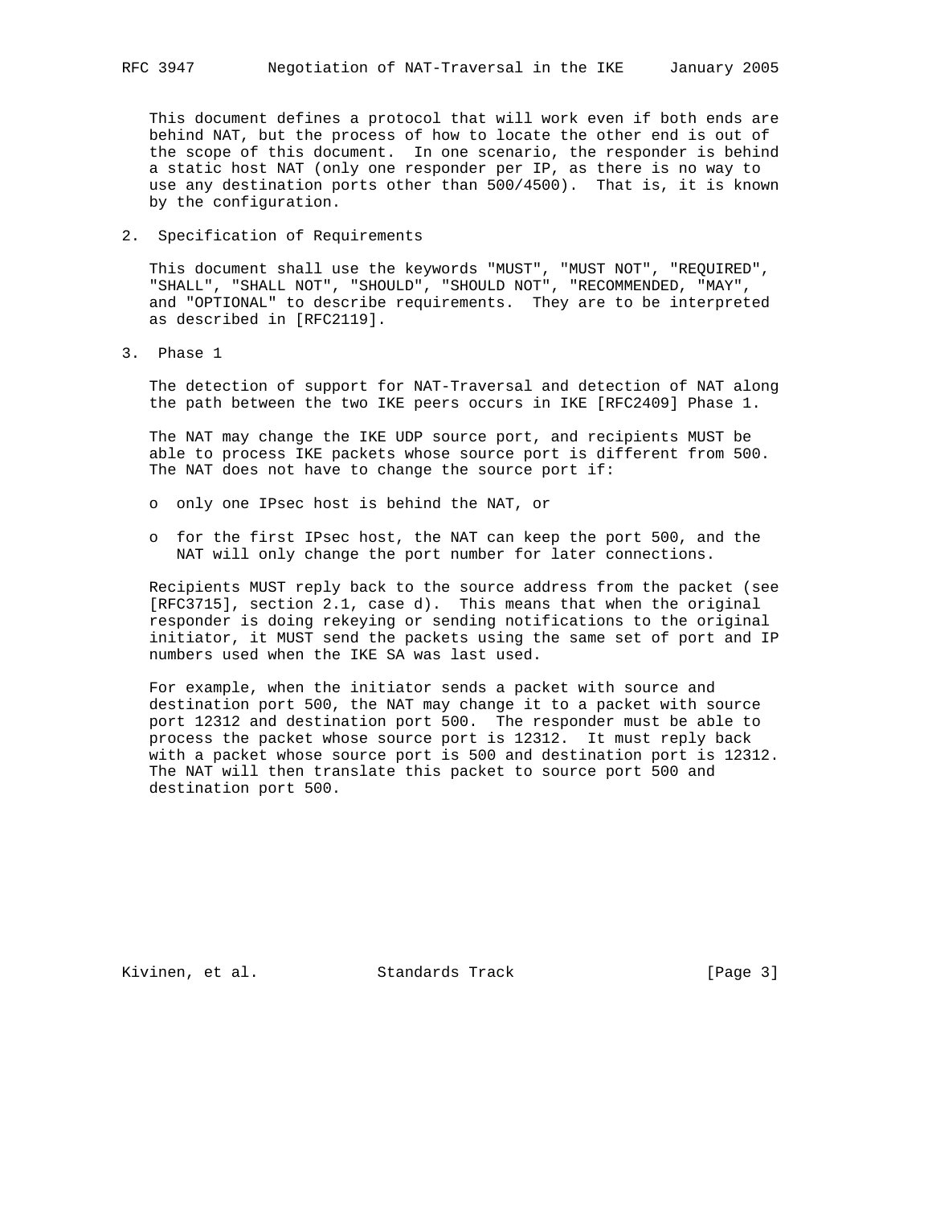This document defines a protocol that will work even if both ends are behind NAT, but the process of how to locate the other end is out of the scope of this document. In one scenario, the responder is behind a static host NAT (only one responder per IP, as there is no way to use any destination ports other than 500/4500). That is, it is known by the configuration.

## 2. Specification of Requirements

This document shall use the keywords "MUST", "MUST NOT", "REQUIRED", "SHALL", "SHALL NOT", "SHOULD", "SHOULD NOT", "RECOMMENDED, "MAY", and "OPTIONAL" to describe requirements. They are to be interpreted as described in [RFC2119].

## 3. Phase 1

The detection of support for NAT-Traversal and detection of NAT along the path between the two IKE peers occurs in IKE [RFC2409] Phase 1.

The NAT may change the IKE UDP source port, and recipients MUST be able to process IKE packets whose source port is different from 500. The NAT does not have to change the source port if:

- only one IPsec host is behind the NAT, or
- for the first IPsec host, the NAT can keep the port 500, and the NAT will only change the port number for later connections.

Recipients MUST reply back to the source address from the packet (see [RFC3715], section 2.1, case d). This means that when the original responder is doing rekeying or sending notifications to the original initiator, it MUST send the packets using the same set of port and IP numbers used when the IKE SA was last used.

For example, when the initiator sends a packet with source and destination port 500, the NAT may change it to a packet with source port 12312 and destination port 500. The responder must be able to process the packet whose source port is 12312. It must reply back with a packet whose source port is 500 and destination port is 12312. The NAT will then translate this packet to source port 500 and destination port 500.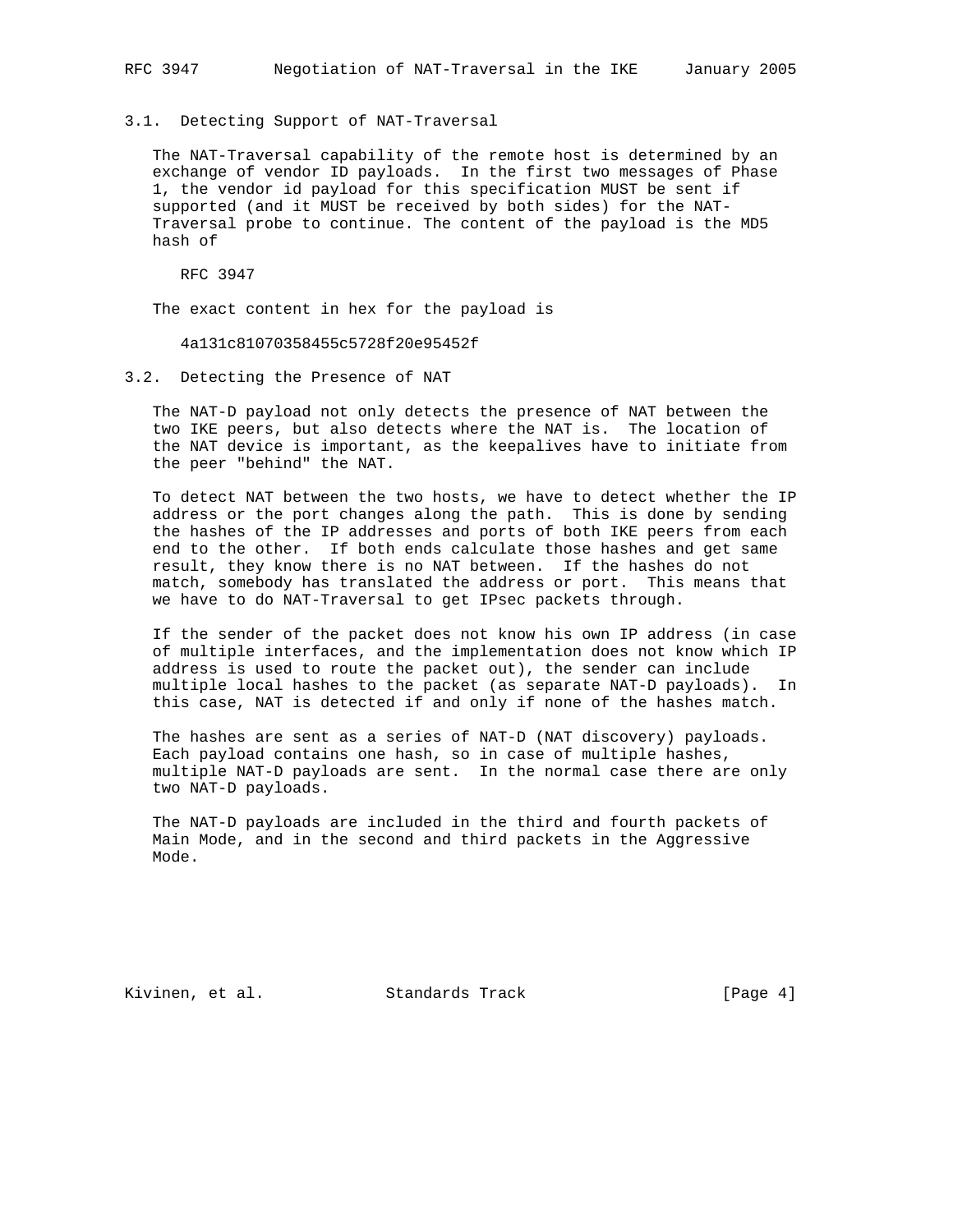### 3.1. Detecting Support of NAT-Traversal

The NAT-Traversal capability of the remote host is determined by an exchange of vendor ID payloads. In the first two messages of Phase 1, the vendor id payload for this specification MUST be sent if supported (and it MUST be received by both sides) for the NAT-Traversal probe to continue. The content of the payload is the MD5 hash of

```
RFC 3947
```

The exact content in hex for the payload is

```
4a131c81070358455c5728f20e95452f
```

### 3.2. Detecting the Presence of NAT

The NAT-D payload not only detects the presence of NAT between the two IKE peers, but also detects where the NAT is. The location of the NAT device is important, as the keepalives have to initiate from the peer "behind" the NAT.

To detect NAT between the two hosts, we have to detect whether the IP address or the port changes along the path. This is done by sending the hashes of the IP addresses and ports of both IKE peers from each end to the other. If both ends calculate those hashes and get same result, they know there is no NAT between. If the hashes do not match, somebody has translated the address or port. This means that we have to do NAT-Traversal to get IPsec packets through.

If the sender of the packet does not know his own IP address (in case of multiple interfaces, and the implementation does not know which IP address is used to route the packet out), the sender can include multiple local hashes to the packet (as separate NAT-D payloads). In this case, NAT is detected if and only if none of the hashes match.

The hashes are sent as a series of NAT-D (NAT discovery) payloads. Each payload contains one hash, so in case of multiple hashes, multiple NAT-D payloads are sent. In the normal case there are only two NAT-D payloads.

The NAT-D payloads are included in the third and fourth packets of Main Mode, and in the second and third packets in the Aggressive Mode.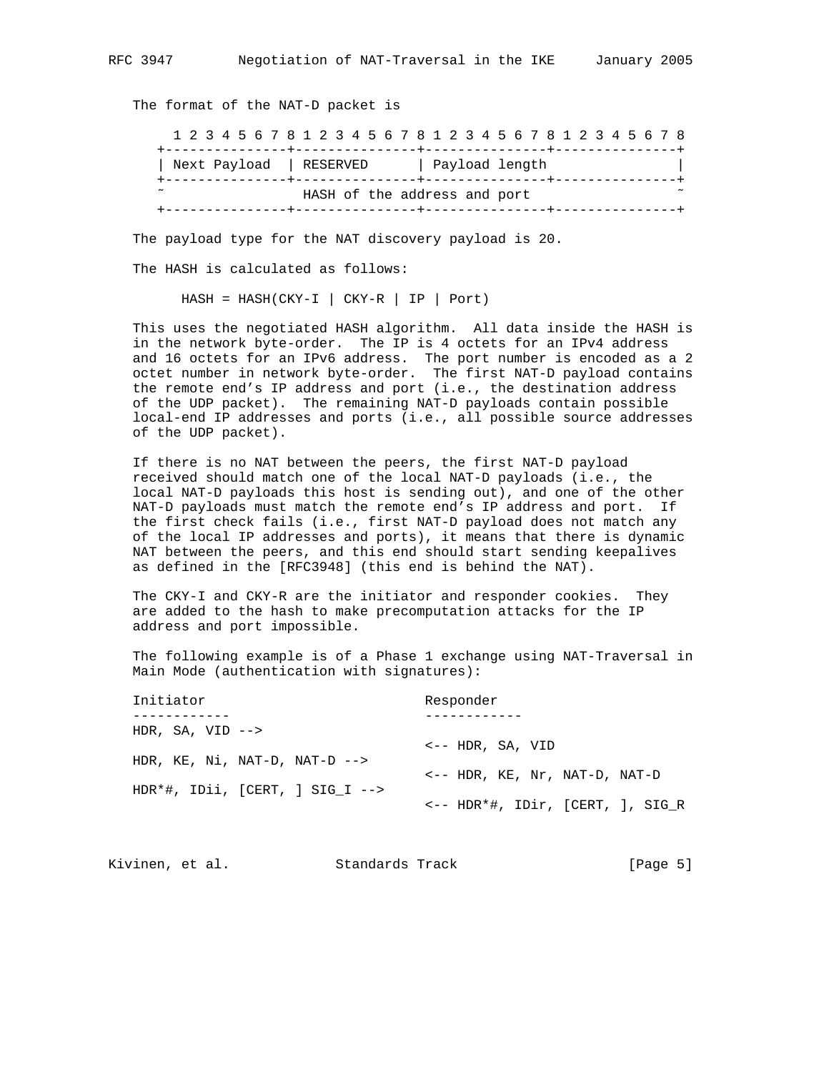The format of the NAT-D packet is

```
  1 2 3 4 5 6 7 8 1 2 3 4 5 6 7 8 1 2 3 4 5 6 7 8 1 2 3 4 5 6 7 8
+---------------+---------------+---------------+---------------+
| Next Payload  | RESERVED      | Payload length                |
+---------------+---------------+---------------+---------------+
~               HASH of the address and port                    ~
+---------------+---------------+---------------+---------------+
```

The payload type for the NAT discovery payload is 20.

The HASH is calculated as follows:

```
   HASH = HASH(CKY-I | CKY-R | IP | Port)
```

This uses the negotiated HASH algorithm. All data inside the HASH is in the network byte-order. The IP is 4 octets for an IPv4 address and 16 octets for an IPv6 address. The port number is encoded as a 2 octet number in network byte-order. The first NAT-D payload contains the remote end's IP address and port (i.e., the destination address of the UDP packet). The remaining NAT-D payloads contain possible local-end IP addresses and ports (i.e., all possible source addresses of the UDP packet).

If there is no NAT between the peers, the first NAT-D payload received should match one of the local NAT-D payloads (i.e., the local NAT-D payloads this host is sending out), and one of the other NAT-D payloads must match the remote end's IP address and port. If the first check fails (i.e., first NAT-D payload does not match any of the local IP addresses and ports), it means that there is dynamic NAT between the peers, and this end should start sending keepalives as defined in the [RFC3948] (this end is behind the NAT).

The CKY-I and CKY-R are the initiator and responder cookies. They are added to the hash to make precomputation attacks for the IP address and port impossible.

The following example is of a Phase 1 exchange using NAT-Traversal in Main Mode (authentication with signatures):

```
Initiator                           Responder
------------                        ------------
HDR, SA, VID -->
                                    <-- HDR, SA, VID
HDR, KE, Ni, NAT-D, NAT-D -->
                                    <-- HDR, KE, Nr, NAT-D, NAT-D
HDR*#, IDii, [CERT, ] SIG_I -->
                                    <-- HDR*#, IDir, [CERT, ], SIG_R
```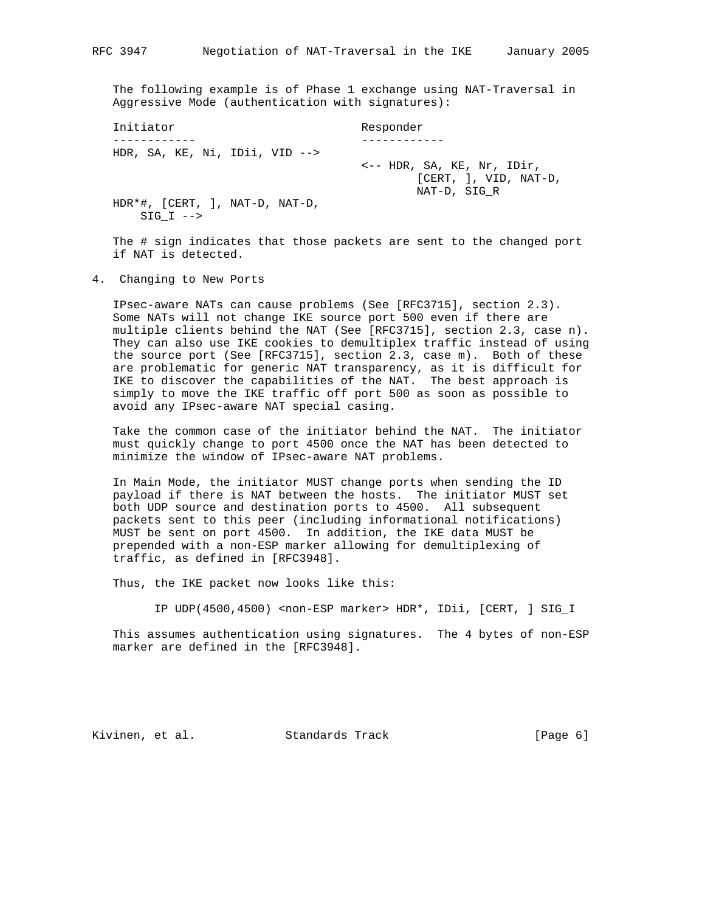The following example is of Phase 1 exchange using NAT-Traversal in Aggressive Mode (authentication with signatures):

```
Initiator                           Responder
------------                        ------------
HDR, SA, KE, Ni, IDii, VID -->
                                    <-- HDR, SA, KE, Nr, IDir,
                                            [CERT, ], VID, NAT-D,
                                            NAT-D, SIG_R
HDR*#, [CERT, ], NAT-D, NAT-D,
    SIG_I -->
```

The # sign indicates that those packets are sent to the changed port if NAT is detected.

## 4. Changing to New Ports

IPsec-aware NATs can cause problems (See [RFC3715], section 2.3). Some NATs will not change IKE source port 500 even if there are multiple clients behind the NAT (See [RFC3715], section 2.3, case n). They can also use IKE cookies to demultiplex traffic instead of using the source port (See [RFC3715], section 2.3, case m). Both of these are problematic for generic NAT transparency, as it is difficult for IKE to discover the capabilities of the NAT. The best approach is simply to move the IKE traffic off port 500 as soon as possible to avoid any IPsec-aware NAT special casing.

Take the common case of the initiator behind the NAT. The initiator must quickly change to port 4500 once the NAT has been detected to minimize the window of IPsec-aware NAT problems.

In Main Mode, the initiator MUST change ports when sending the ID payload if there is NAT between the hosts. The initiator MUST set both UDP source and destination ports to 4500. All subsequent packets sent to this peer (including informational notifications) MUST be sent on port 4500. In addition, the IKE data MUST be prepended with a non-ESP marker allowing for demultiplexing of traffic, as defined in [RFC3948].

Thus, the IKE packet now looks like this:

```
IP UDP(4500,4500) <non-ESP marker> HDR*, IDii, [CERT, ] SIG_I
```

This assumes authentication using signatures. The 4 bytes of non-ESP marker are defined in the [RFC3948].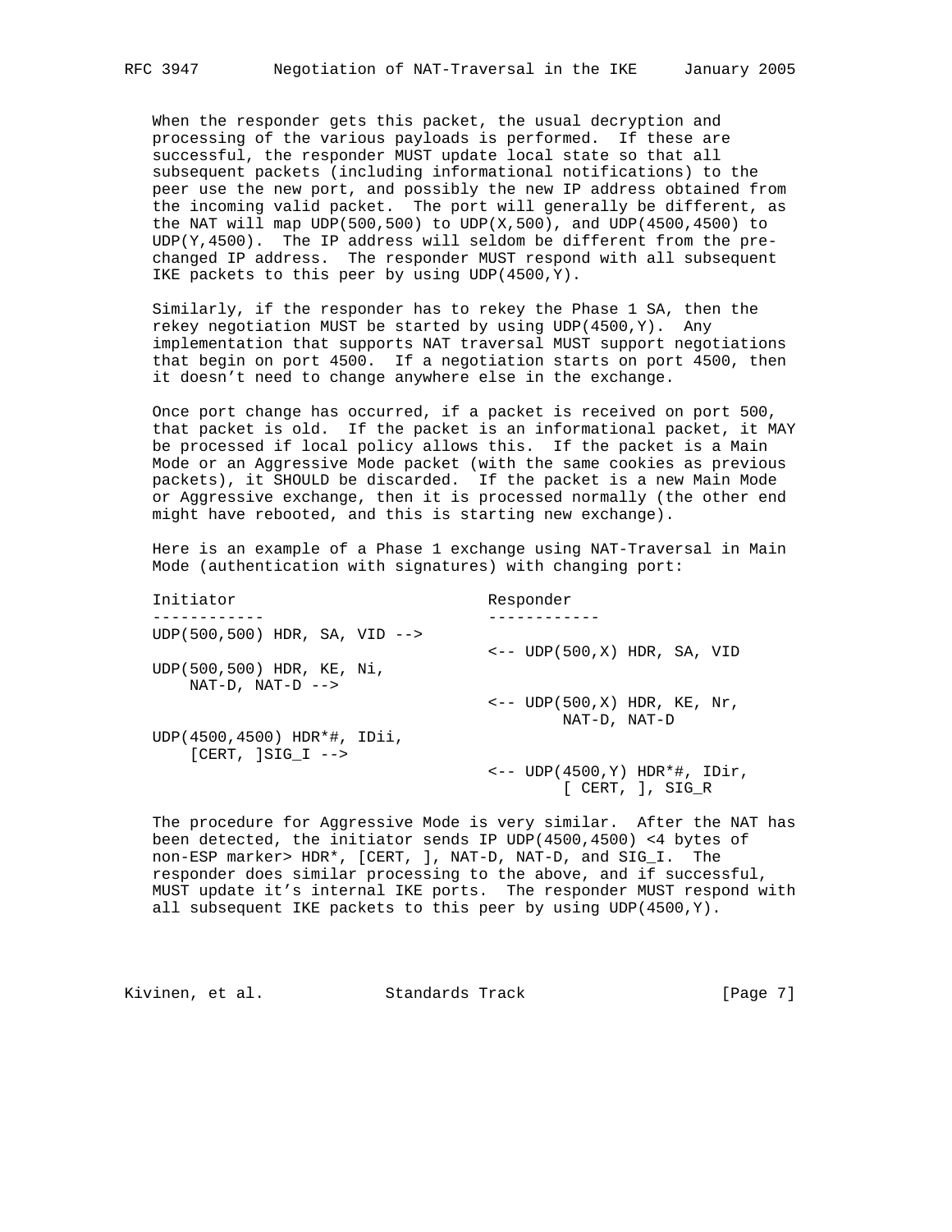When the responder gets this packet, the usual decryption and processing of the various payloads is performed. If these are successful, the responder MUST update local state so that all subsequent packets (including informational notifications) to the peer use the new port, and possibly the new IP address obtained from the incoming valid packet. The port will generally be different, as the NAT will map UDP(500,500) to UDP(X,500), and UDP(4500,4500) to UDP(Y,4500). The IP address will seldom be different from the pre-changed IP address. The responder MUST respond with all subsequent IKE packets to this peer by using UDP(4500,Y).

Similarly, if the responder has to rekey the Phase 1 SA, then the rekey negotiation MUST be started by using UDP(4500,Y). Any implementation that supports NAT traversal MUST support negotiations that begin on port 4500. If a negotiation starts on port 4500, then it doesn't need to change anywhere else in the exchange.

Once port change has occurred, if a packet is received on port 500, that packet is old. If the packet is an informational packet, it MAY be processed if local policy allows this. If the packet is a Main Mode or an Aggressive Mode packet (with the same cookies as previous packets), it SHOULD be discarded. If the packet is a new Main Mode or Aggressive exchange, then it is processed normally (the other end might have rebooted, and this is starting new exchange).

Here is an example of a Phase 1 exchange using NAT-Traversal in Main Mode (authentication with signatures) with changing port:

```
Initiator                           Responder
------------                        ------------
UDP(500,500) HDR, SA, VID -->
                                    <-- UDP(500,X) HDR, SA, VID
UDP(500,500) HDR, KE, Ni,
    NAT-D, NAT-D -->
                                    <-- UDP(500,X) HDR, KE, Nr,
                                            NAT-D, NAT-D
UDP(4500,4500) HDR*#, IDii,
    [CERT, ]SIG_I -->
                                    <-- UDP(4500,Y) HDR*#, IDir,
                                            [ CERT, ], SIG_R
```

The procedure for Aggressive Mode is very similar. After the NAT has been detected, the initiator sends IP UDP(4500,4500) <4 bytes of non-ESP marker> HDR*, [CERT, ], NAT-D, NAT-D, and SIG_I. The responder does similar processing to the above, and if successful, MUST update it's internal IKE ports. The responder MUST respond with all subsequent IKE packets to this peer by using UDP(4500,Y).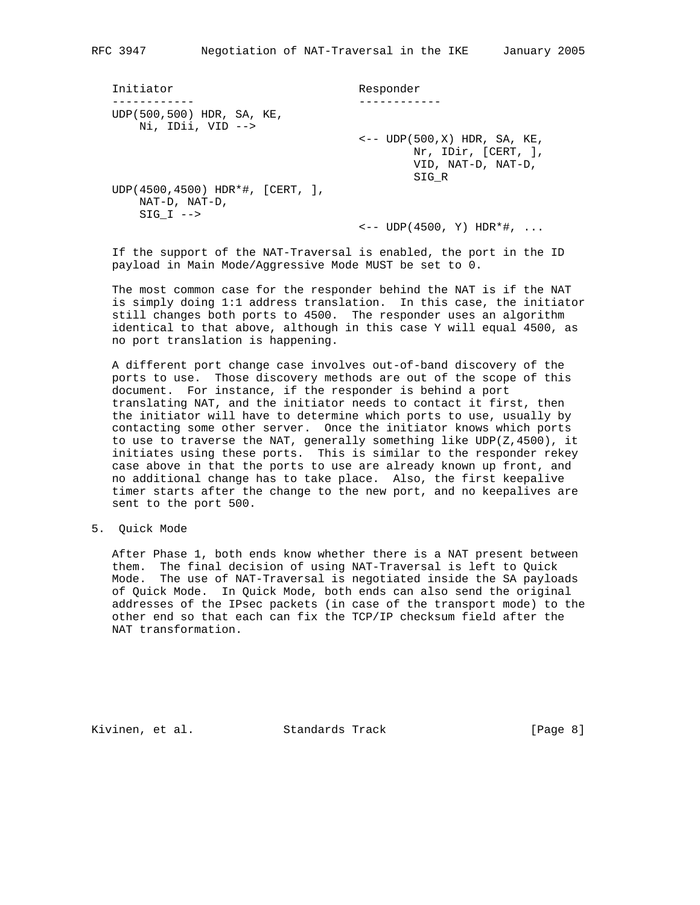```
Initiator                           Responder
------------                        ------------
UDP(500,500) HDR, SA, KE,
    Ni, IDii, VID -->
                                    <-- UDP(500,X) HDR, SA, KE,
                                            Nr, IDir, [CERT, ],
                                            VID, NAT-D, NAT-D,
                                            SIG_R
UDP(4500,4500) HDR*#, [CERT, ],
    NAT-D, NAT-D,
    SIG_I -->
                                    <-- UDP(4500, Y) HDR*#, ...
```

If the support of the NAT-Traversal is enabled, the port in the ID payload in Main Mode/Aggressive Mode MUST be set to 0.

The most common case for the responder behind the NAT is if the NAT is simply doing 1:1 address translation. In this case, the initiator still changes both ports to 4500. The responder uses an algorithm identical to that above, although in this case Y will equal 4500, as no port translation is happening.

A different port change case involves out-of-band discovery of the ports to use. Those discovery methods are out of the scope of this document. For instance, if the responder is behind a port translating NAT, and the initiator needs to contact it first, then the initiator will have to determine which ports to use, usually by contacting some other server. Once the initiator knows which ports to use to traverse the NAT, generally something like UDP(Z,4500), it initiates using these ports. This is similar to the responder rekey case above in that the ports to use are already known up front, and no additional change has to take place. Also, the first keepalive timer starts after the change to the new port, and no keepalives are sent to the port 500.

## 5. Quick Mode

After Phase 1, both ends know whether there is a NAT present between them. The final decision of using NAT-Traversal is left to Quick Mode. The use of NAT-Traversal is negotiated inside the SA payloads of Quick Mode. In Quick Mode, both ends can also send the original addresses of the IPsec packets (in case of the transport mode) to the other end so that each can fix the TCP/IP checksum field after the NAT transformation.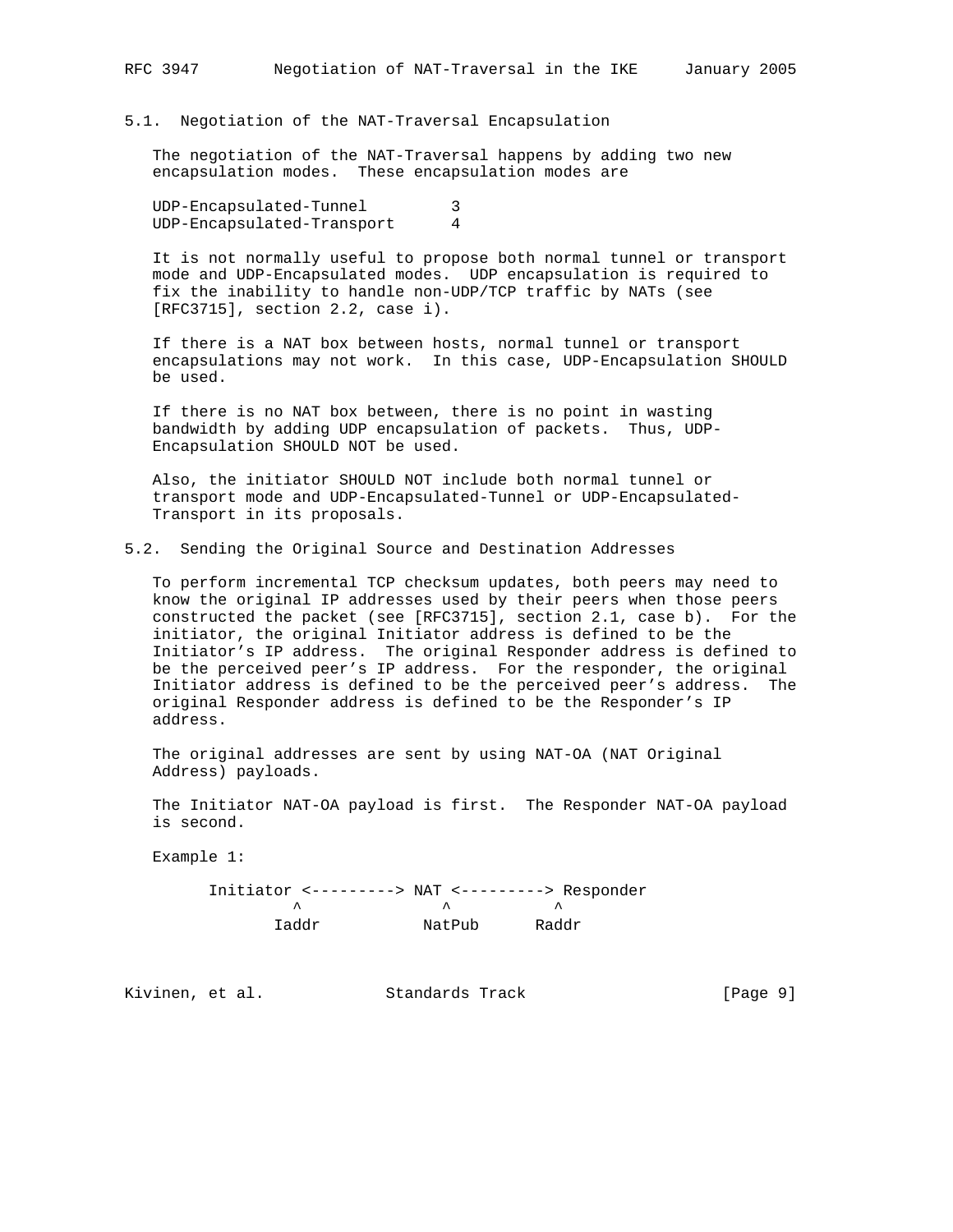### 5.1. Negotiation of the NAT-Traversal Encapsulation

The negotiation of the NAT-Traversal happens by adding two new encapsulation modes. These encapsulation modes are

```
UDP-Encapsulated-Tunnel         3
UDP-Encapsulated-Transport      4
```

It is not normally useful to propose both normal tunnel or transport mode and UDP-Encapsulated modes. UDP encapsulation is required to fix the inability to handle non-UDP/TCP traffic by NATs (see [RFC3715], section 2.2, case i).

If there is a NAT box between hosts, normal tunnel or transport encapsulations may not work. In this case, UDP-Encapsulation SHOULD be used.

If there is no NAT box between, there is no point in wasting bandwidth by adding UDP encapsulation of packets. Thus, UDP-Encapsulation SHOULD NOT be used.

Also, the initiator SHOULD NOT include both normal tunnel or transport mode and UDP-Encapsulated-Tunnel or UDP-Encapsulated-Transport in its proposals.

### 5.2. Sending the Original Source and Destination Addresses

To perform incremental TCP checksum updates, both peers may need to know the original IP addresses used by their peers when those peers constructed the packet (see [RFC3715], section 2.1, case b). For the initiator, the original Initiator address is defined to be the Initiator's IP address. The original Responder address is defined to be the perceived peer's IP address. For the responder, the original Initiator address is defined to be the perceived peer's address. The original Responder address is defined to be the Responder's IP address.

The original addresses are sent by using NAT-OA (NAT Original Address) payloads.

The Initiator NAT-OA payload is first. The Responder NAT-OA payload is second.

Example 1:

```
      Initiator <---------> NAT <---------> Responder
             ^               ^           ^
           Iaddr           NatPub      Raddr
```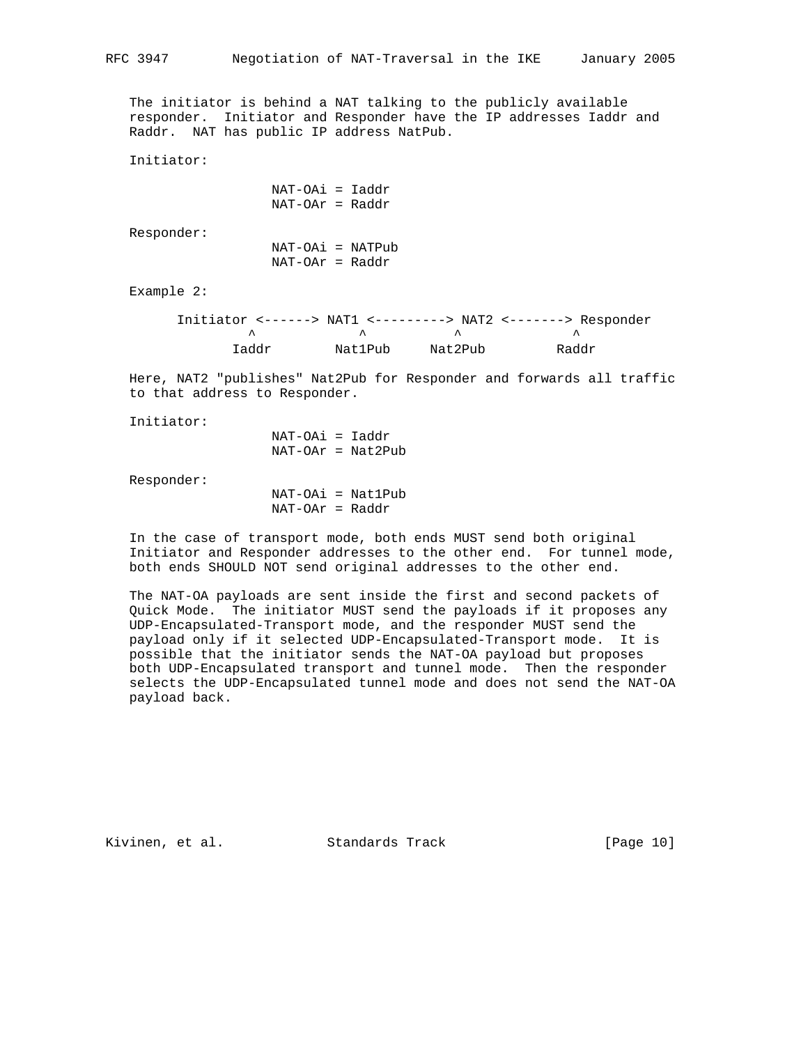The initiator is behind a NAT talking to the publicly available responder. Initiator and Responder have the IP addresses Iaddr and Raddr. NAT has public IP address NatPub.

Initiator:

```
NAT-OAi = Iaddr
NAT-OAr = Raddr
```

Responder:

```
NAT-OAi = NATPub
NAT-OAr = Raddr
```

Example 2:

```
Initiator <------> NAT1 <---------> NAT2 <-------> Responder
      ^             ^            ^              ^
    Iaddr        Nat1Pub     Nat2Pub         Raddr
```

Here, NAT2 "publishes" Nat2Pub for Responder and forwards all traffic to that address to Responder.

Initiator:

```
NAT-OAi = Iaddr
NAT-OAr = Nat2Pub
```

Responder:

```
NAT-OAi = Nat1Pub
NAT-OAr = Raddr
```

In the case of transport mode, both ends MUST send both original Initiator and Responder addresses to the other end. For tunnel mode, both ends SHOULD NOT send original addresses to the other end.

The NAT-OA payloads are sent inside the first and second packets of Quick Mode. The initiator MUST send the payloads if it proposes any UDP-Encapsulated-Transport mode, and the responder MUST send the payload only if it selected UDP-Encapsulated-Transport mode. It is possible that the initiator sends the NAT-OA payload but proposes both UDP-Encapsulated transport and tunnel mode. Then the responder selects the UDP-Encapsulated tunnel mode and does not send the NAT-OA payload back.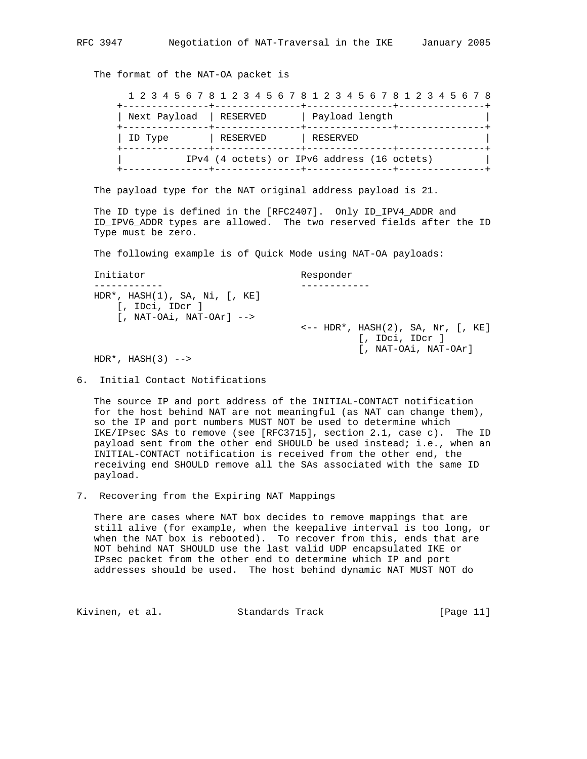The format of the NAT-OA packet is

```
  1 2 3 4 5 6 7 8 1 2 3 4 5 6 7 8 1 2 3 4 5 6 7 8 1 2 3 4 5 6 7 8
+---------------+---------------+---------------+---------------+
| Next Payload  | RESERVED      | Payload length                |
+---------------+---------------+---------------+---------------+
| ID Type       | RESERVED      | RESERVED                      |
+---------------+---------------+---------------+---------------+
|           IPv4 (4 octets) or IPv6 address (16 octets)         |
+---------------+---------------+---------------+---------------+
```

The payload type for the NAT original address payload is 21.

The ID type is defined in the [RFC2407]. Only ID_IPV4_ADDR and ID_IPV6_ADDR types are allowed. The two reserved fields after the ID Type must be zero.

The following example is of Quick Mode using NAT-OA payloads:

```
Initiator                           Responder
------------                        ------------
HDR*, HASH(1), SA, Ni, [, KE]
    [, IDci, IDcr ]
    [, NAT-OAi, NAT-OAr] -->
                                    <-- HDR*, HASH(2), SA, Nr, [, KE]
                                              [, IDci, IDcr ]
                                              [, NAT-OAi, NAT-OAr]
HDR*, HASH(3) -->
```

## 6. Initial Contact Notifications

The source IP and port address of the INITIAL-CONTACT notification for the host behind NAT are not meaningful (as NAT can change them), so the IP and port numbers MUST NOT be used to determine which IKE/IPsec SAs to remove (see [RFC3715], section 2.1, case c). The ID payload sent from the other end SHOULD be used instead; i.e., when an INITIAL-CONTACT notification is received from the other end, the receiving end SHOULD remove all the SAs associated with the same ID payload.

## 7. Recovering from the Expiring NAT Mappings

There are cases where NAT box decides to remove mappings that are still alive (for example, when the keepalive interval is too long, or when the NAT box is rebooted). To recover from this, ends that are NOT behind NAT SHOULD use the last valid UDP encapsulated IKE or IPsec packet from the other end to determine which IP and port addresses should be used. The host behind dynamic NAT MUST NOT do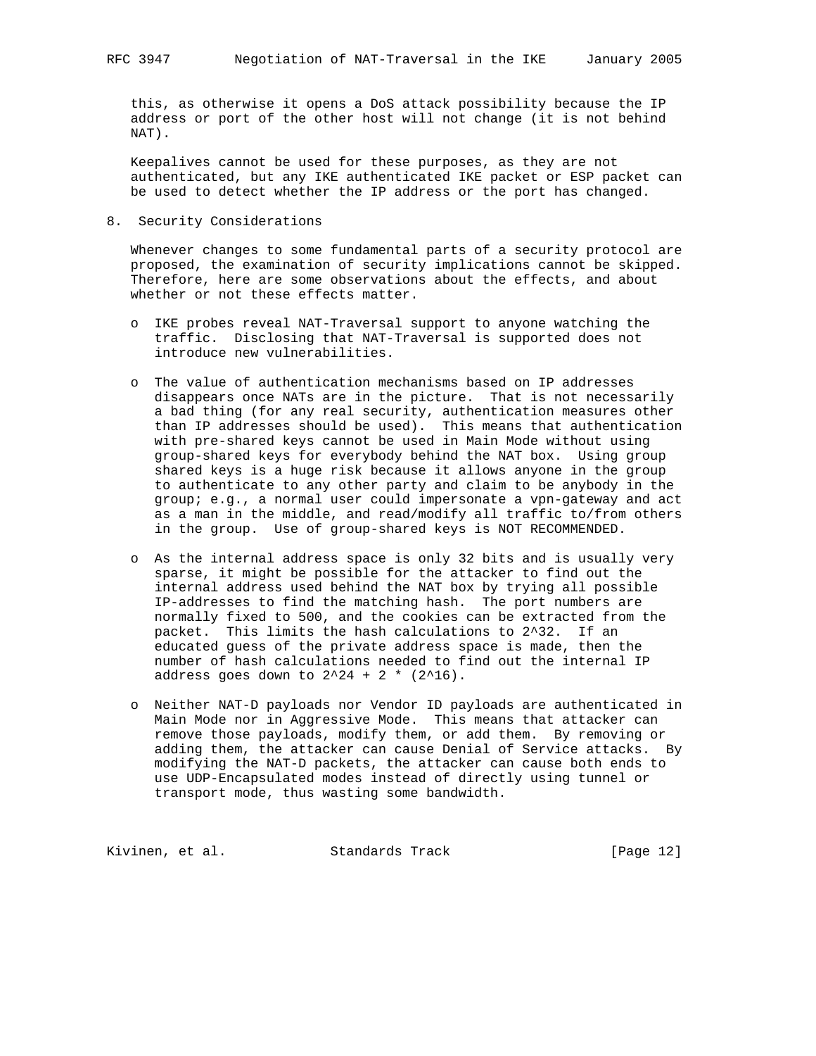this, as otherwise it opens a DoS attack possibility because the IP address or port of the other host will not change (it is not behind NAT).

Keepalives cannot be used for these purposes, as they are not authenticated, but any IKE authenticated IKE packet or ESP packet can be used to detect whether the IP address or the port has changed.

## 8. Security Considerations

Whenever changes to some fundamental parts of a security protocol are proposed, the examination of security implications cannot be skipped. Therefore, here are some observations about the effects, and about whether or not these effects matter.

- IKE probes reveal NAT-Traversal support to anyone watching the traffic. Disclosing that NAT-Traversal is supported does not introduce new vulnerabilities.

- The value of authentication mechanisms based on IP addresses disappears once NATs are in the picture. That is not necessarily a bad thing (for any real security, authentication measures other than IP addresses should be used). This means that authentication with pre-shared keys cannot be used in Main Mode without using group-shared keys for everybody behind the NAT box. Using group shared keys is a huge risk because it allows anyone in the group to authenticate to any other party and claim to be anybody in the group; e.g., a normal user could impersonate a vpn-gateway and act as a man in the middle, and read/modify all traffic to/from others in the group. Use of group-shared keys is NOT RECOMMENDED.

- As the internal address space is only 32 bits and is usually very sparse, it might be possible for the attacker to find out the internal address used behind the NAT box by trying all possible IP-addresses to find the matching hash. The port numbers are normally fixed to 500, and the cookies can be extracted from the packet. This limits the hash calculations to $2^{32}$. If an educated guess of the private address space is made, then the number of hash calculations needed to find out the internal IP address goes down to $2^{24} + 2 * (2^{16})$.

- Neither NAT-D payloads nor Vendor ID payloads are authenticated in Main Mode nor in Aggressive Mode. This means that attacker can remove those payloads, modify them, or add them. By removing or adding them, the attacker can cause Denial of Service attacks. By modifying the NAT-D packets, the attacker can cause both ends to use UDP-Encapsulated modes instead of directly using tunnel or transport mode, thus wasting some bandwidth.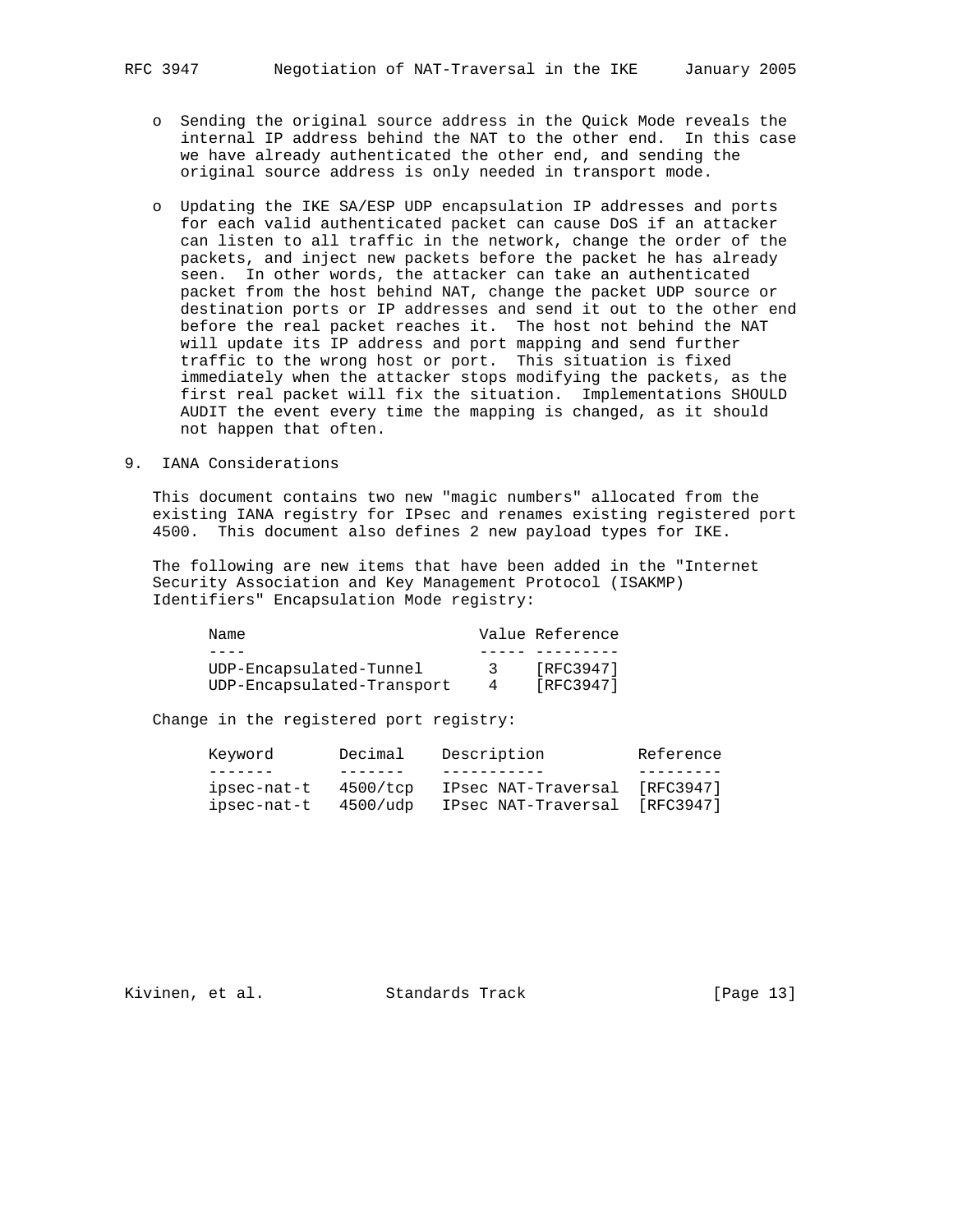- Sending the original source address in the Quick Mode reveals the internal IP address behind the NAT to the other end. In this case we have already authenticated the other end, and sending the original source address is only needed in transport mode.

- Updating the IKE SA/ESP UDP encapsulation IP addresses and ports for each valid authenticated packet can cause DoS if an attacker can listen to all traffic in the network, change the order of the packets, and inject new packets before the packet he has already seen. In other words, the attacker can take an authenticated packet from the host behind NAT, change the packet UDP source or destination ports or IP addresses and send it out to the other end before the real packet reaches it. The host not behind the NAT will update its IP address and port mapping and send further traffic to the wrong host or port. This situation is fixed immediately when the attacker stops modifying the packets, as the first real packet will fix the situation. Implementations SHOULD AUDIT the event every time the mapping is changed, as it should not happen that often.

## 9. IANA Considerations

This document contains two new "magic numbers" allocated from the existing IANA registry for IPsec and renames existing registered port 4500. This document also defines 2 new payload types for IKE.

The following are new items that have been added in the "Internet Security Association and Key Management Protocol (ISAKMP) Identifiers" Encapsulation Mode registry:

| Name | Value | Reference |
|---|---|---|
| UDP-Encapsulated-Tunnel | 3 | [RFC3947] |
| UDP-Encapsulated-Transport | 4 | [RFC3947] |

Change in the registered port registry:

| Keyword | Decimal | Description | Reference |
|---|---|---|---|
| ipsec-nat-t | 4500/tcp | IPsec NAT-Traversal | [RFC3947] |
| ipsec-nat-t | 4500/udp | IPsec NAT-Traversal | [RFC3947] |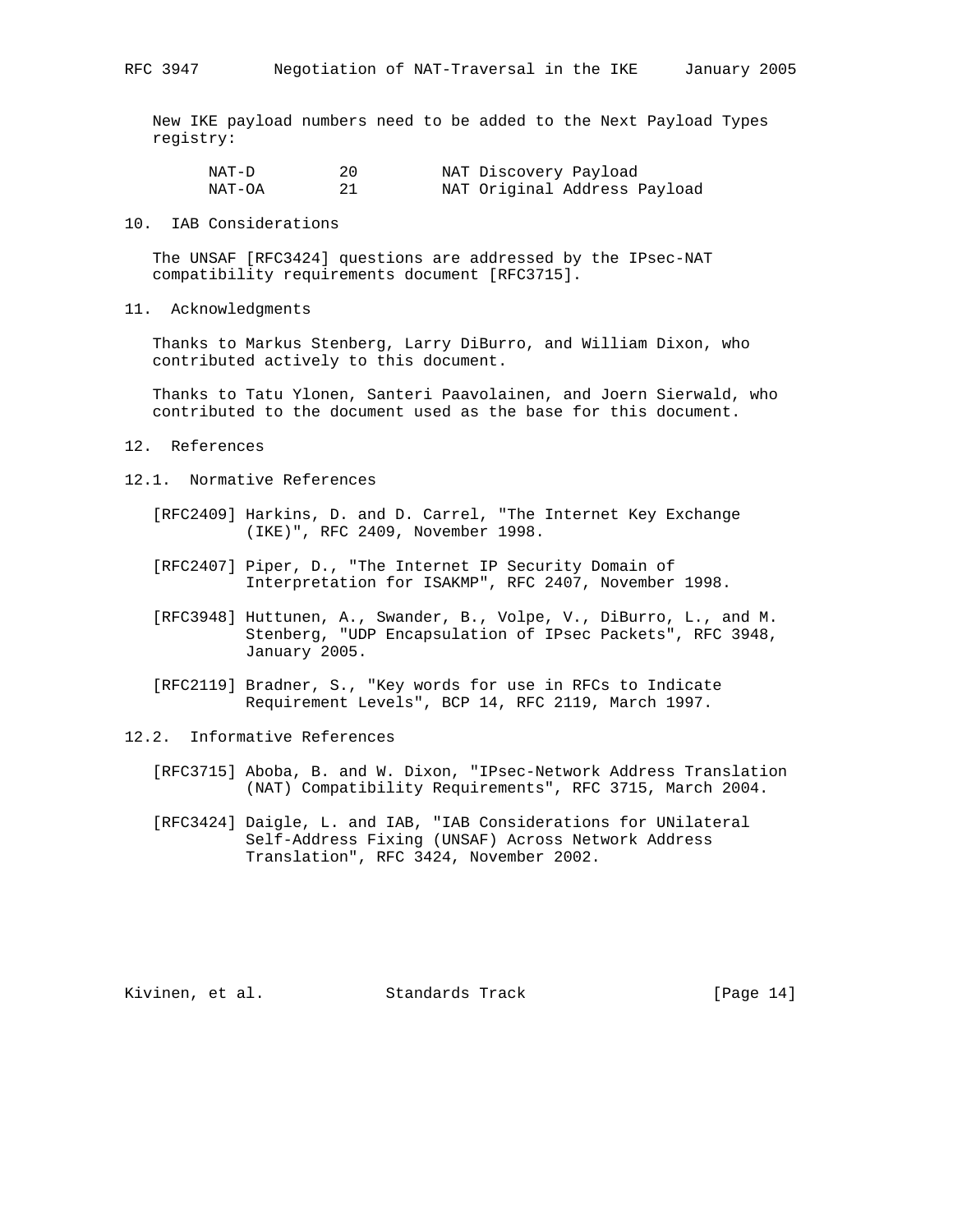New IKE payload numbers need to be added to the Next Payload Types registry:

| | | |
|---|---|---|
| NAT-D | 20 | NAT Discovery Payload |
| NAT-OA | 21 | NAT Original Address Payload |

## 10. IAB Considerations

The UNSAF [RFC3424] questions are addressed by the IPsec-NAT compatibility requirements document [RFC3715].

## 11. Acknowledgments

Thanks to Markus Stenberg, Larry DiBurro, and William Dixon, who contributed actively to this document.

Thanks to Tatu Ylonen, Santeri Paavolainen, and Joern Sierwald, who contributed to the document used as the base for this document.

## 12. References

### 12.1. Normative References

[RFC2409] Harkins, D. and D. Carrel, "The Internet Key Exchange (IKE)", RFC 2409, November 1998.

[RFC2407] Piper, D., "The Internet IP Security Domain of Interpretation for ISAKMP", RFC 2407, November 1998.

[RFC3948] Huttunen, A., Swander, B., Volpe, V., DiBurro, L., and M. Stenberg, "UDP Encapsulation of IPsec Packets", RFC 3948, January 2005.

[RFC2119] Bradner, S., "Key words for use in RFCs to Indicate Requirement Levels", BCP 14, RFC 2119, March 1997.

### 12.2. Informative References

[RFC3715] Aboba, B. and W. Dixon, "IPsec-Network Address Translation (NAT) Compatibility Requirements", RFC 3715, March 2004.

[RFC3424] Daigle, L. and IAB, "IAB Considerations for UNilateral Self-Address Fixing (UNSAF) Across Network Address Translation", RFC 3424, November 2002.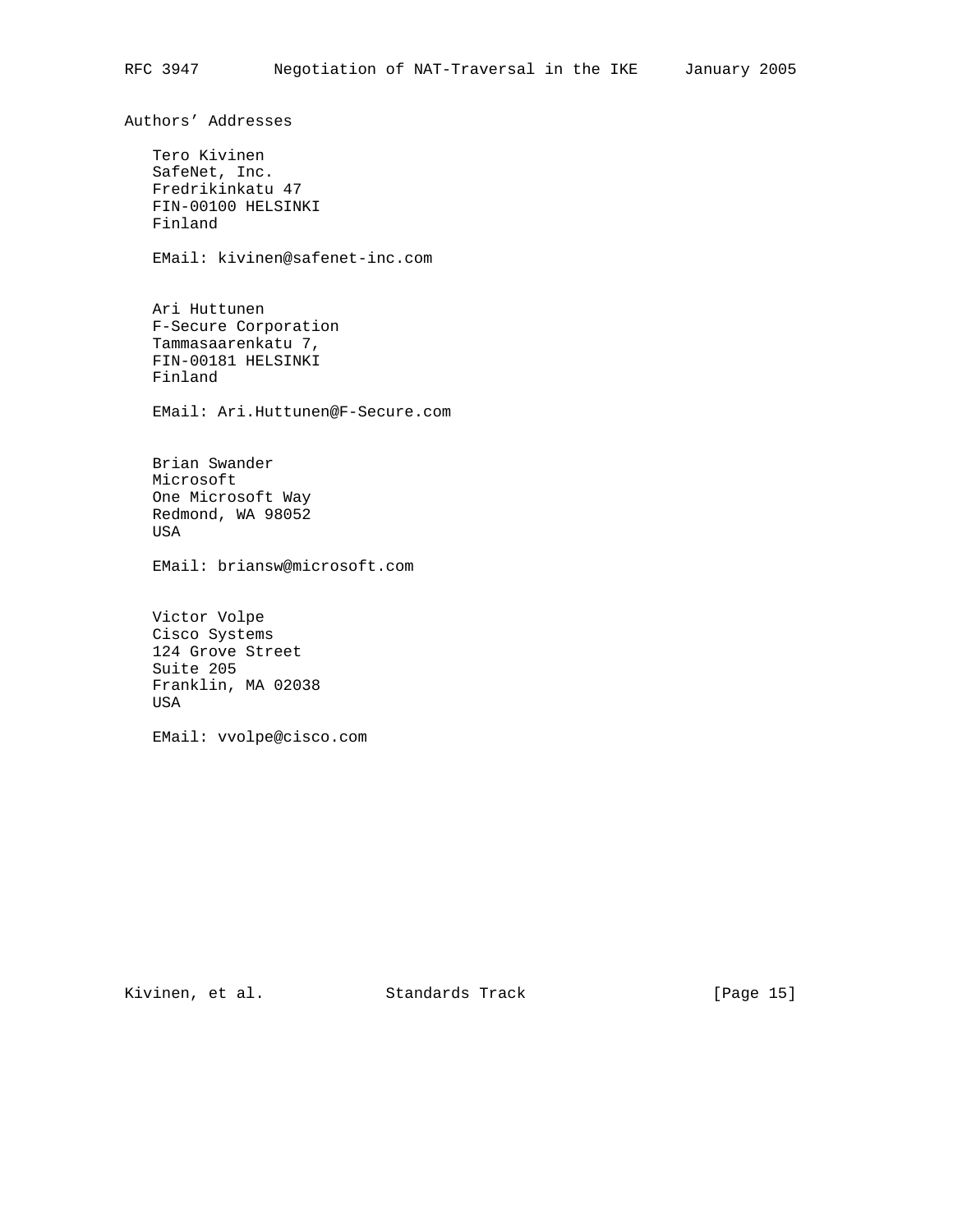## Authors' Addresses

Tero Kivinen
SafeNet, Inc.
Fredrikinkatu 47
FIN-00100 HELSINKI
Finland

EMail: kivinen@safenet-inc.com

Ari Huttunen
F-Secure Corporation
Tammasaarenkatu 7,
FIN-00181 HELSINKI
Finland

EMail: Ari.Huttunen@F-Secure.com

Brian Swander
Microsoft
One Microsoft Way
Redmond, WA 98052
USA

EMail: briansw@microsoft.com

Victor Volpe
Cisco Systems
124 Grove Street
Suite 205
Franklin, MA 02038
USA

EMail: vvolpe@cisco.com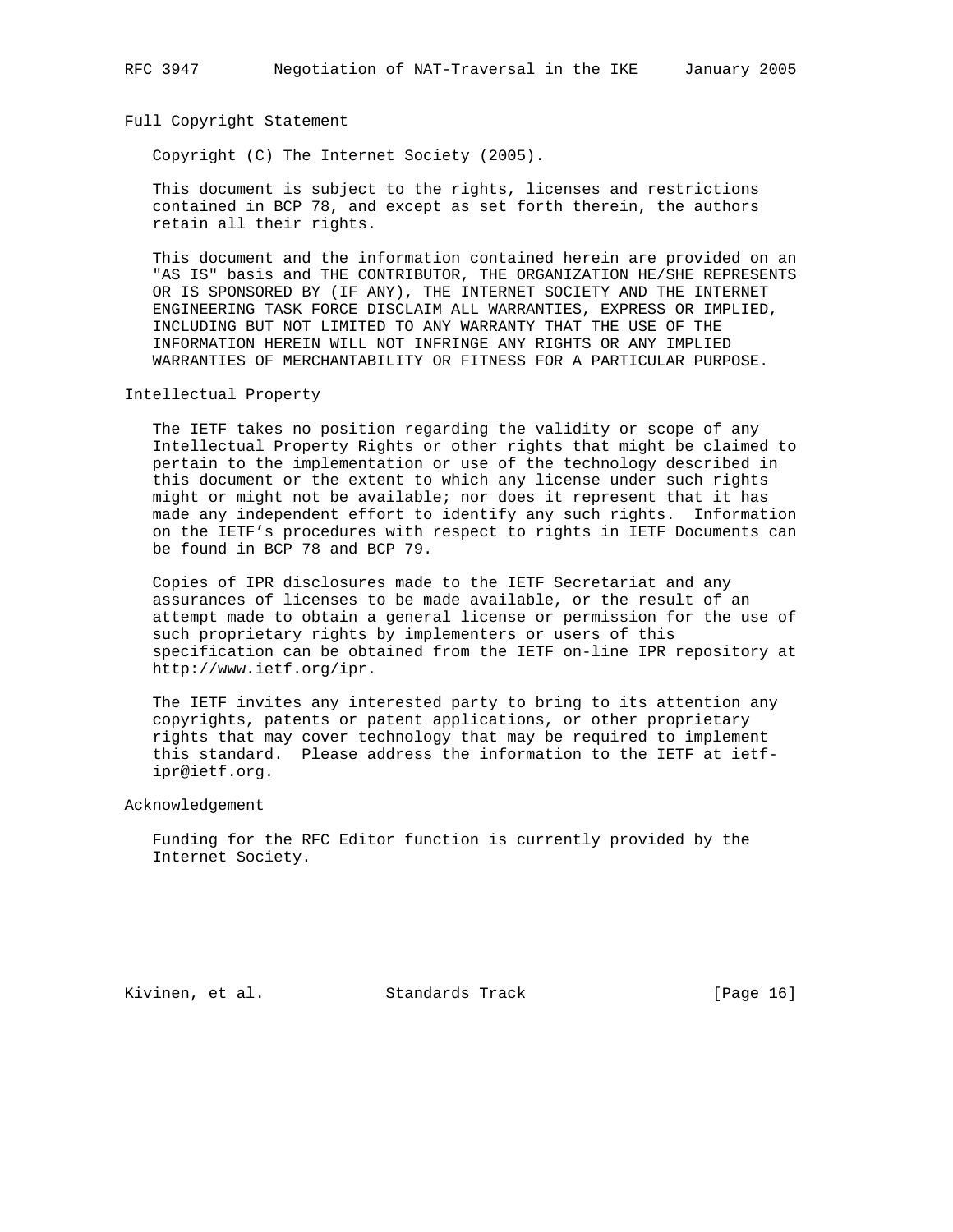## Full Copyright Statement

Copyright (C) The Internet Society (2005).

This document is subject to the rights, licenses and restrictions contained in BCP 78, and except as set forth therein, the authors retain all their rights.

This document and the information contained herein are provided on an "AS IS" basis and THE CONTRIBUTOR, THE ORGANIZATION HE/SHE REPRESENTS OR IS SPONSORED BY (IF ANY), THE INTERNET SOCIETY AND THE INTERNET ENGINEERING TASK FORCE DISCLAIM ALL WARRANTIES, EXPRESS OR IMPLIED, INCLUDING BUT NOT LIMITED TO ANY WARRANTY THAT THE USE OF THE INFORMATION HEREIN WILL NOT INFRINGE ANY RIGHTS OR ANY IMPLIED WARRANTIES OF MERCHANTABILITY OR FITNESS FOR A PARTICULAR PURPOSE.

## Intellectual Property

The IETF takes no position regarding the validity or scope of any Intellectual Property Rights or other rights that might be claimed to pertain to the implementation or use of the technology described in this document or the extent to which any license under such rights might or might not be available; nor does it represent that it has made any independent effort to identify any such rights. Information on the IETF's procedures with respect to rights in IETF Documents can be found in BCP 78 and BCP 79.

Copies of IPR disclosures made to the IETF Secretariat and any assurances of licenses to be made available, or the result of an attempt made to obtain a general license or permission for the use of such proprietary rights by implementers or users of this specification can be obtained from the IETF on-line IPR repository at http://www.ietf.org/ipr.

The IETF invites any interested party to bring to its attention any copyrights, patents or patent applications, or other proprietary rights that may cover technology that may be required to implement this standard. Please address the information to the IETF at ietf-ipr@ietf.org.

## Acknowledgement

Funding for the RFC Editor function is currently provided by the Internet Society.